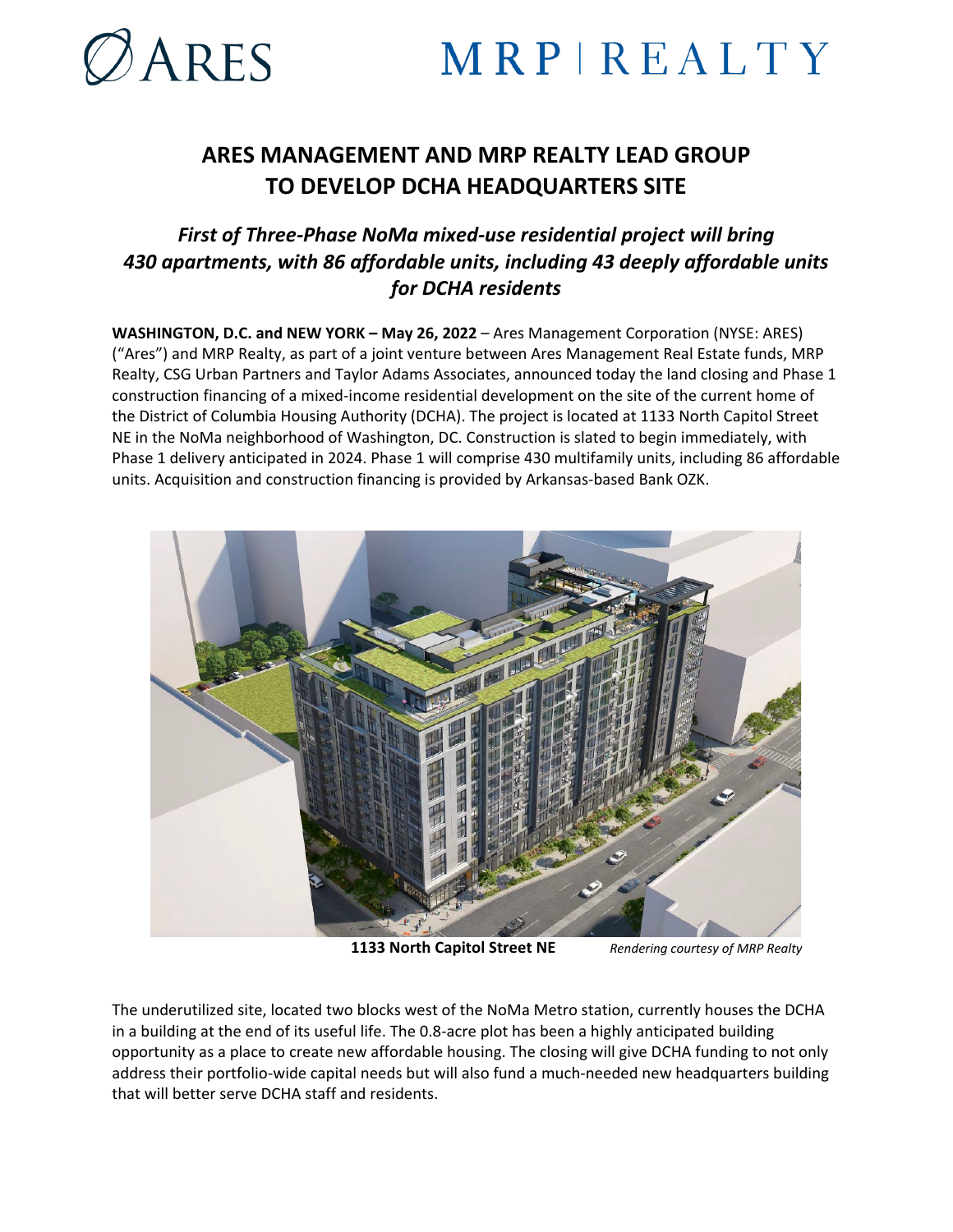# ARES MANAGEMENT AND MRP REALTY LEAD GROUP TO DEVELOP DCHA HEADQUARTERS SITE

## *First of Three-Phase NoMa mixed-use residential project will bring 430 apartments, with 86 affordable units, including 43 deeply affordable units for DCHA residents*

**WASHINGTON, D.C. and NEW YORK – May 26, 2022** – Ares Management Corporation (NYSE: ARES) ("Ares") and MRP Realty, as part of a joint venture between Ares Management Real Estate funds, MRP Realty, CSG Urban Partners and Taylor Adams Associates, announced today the land closing and Phase 1 construction financing of a mixed-income residential development on the site of the current home of the District of Columbia Housing Authority (DCHA). The project is located at 1133 North Capitol Street NE in the NoMa neighborhood of Washington, DC. Construction is slated to begin immediately, with Phase 1 delivery anticipated in 2024. Phase 1 will comprise 430 multifamily units, including 86 affordable units. Acquisition and construction financing is provided by Arkansas-based Bank OZK.

**1133 North Capitol Street NE** *Rendering courtesy of MRP Realty*

The underutilized site, located two blocks west of the NoMa Metro station, currently houses the DCHA in a building at the end of its useful life. The 0.8-acre plot has been a highly anticipated building opportunity as a place to create new affordable housing. The closing will give DCHA funding to not only address their portfolio-wide capital needs but will also fund a much-needed new headquarters building that will better serve DCHA staff and residents.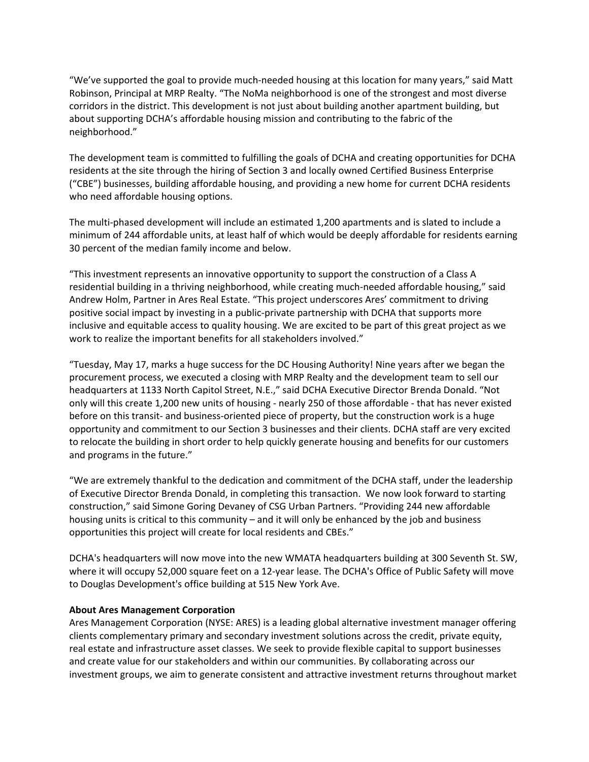"We've supported the goal to provide much-needed housing at this location for many years," said Matt Robinson, Principal at MRP Realty. "The NoMa neighborhood is one of the strongest and most diverse corridors in the district. This development is not just about building another apartment building, but about supporting DCHA's affordable housing mission and contributing to the fabric of the neighborhood."

The development team is committed to fulfilling the goals of DCHA and creating opportunities for DCHA residents at the site through the hiring of Section 3 and locally owned Certified Business Enterprise ("CBE") businesses, building affordable housing, and providing a new home for current DCHA residents who need affordable housing options.

The multi-phased development will include an estimated 1,200 apartments and is slated to include a minimum of 244 affordable units, at least half of which would be deeply affordable for residents earning 30 percent of the median family income and below.

"This investment represents an innovative opportunity to support the construction of a Class A residential building in a thriving neighborhood, while creating much-needed affordable housing," said Andrew Holm, Partner in Ares Real Estate. "This project underscores Ares' commitment to driving positive social impact by investing in a public-private partnership with DCHA that supports more inclusive and equitable access to quality housing. We are excited to be part of this great project as we work to realize the important benefits for all stakeholders involved."

"Tuesday, May 17, marks a huge success for the DC Housing Authority! Nine years after we began the procurement process, we executed a closing with MRP Realty and the development team to sell our headquarters at 1133 North Capitol Street, N.E.," said DCHA Executive Director Brenda Donald. "Not only will this create 1,200 new units of housing - nearly 250 of those affordable - that has never existed before on this transit- and business-oriented piece of property, but the construction work is a huge opportunity and commitment to our Section 3 businesses and their clients. DCHA staff are very excited to relocate the building in short order to help quickly generate housing and benefits for our customers and programs in the future."

"We are extremely thankful to the dedication and commitment of the DCHA staff, under the leadership of Executive Director Brenda Donald, in completing this transaction. We now look forward to starting construction," said Simone Goring Devaney of CSG Urban Partners. "Providing 244 new affordable housing units is critical to this community – and it will only be enhanced by the job and business opportunities this project will create for local residents and CBEs."

DCHA's headquarters will now move into the new WMATA headquarters building at 300 Seventh St. SW, where it will occupy 52,000 square feet on a 12-year lease. The DCHA's Office of Public Safety will move to Douglas Development's office building at 515 New York Ave.

**About Ares Management Corporation**

Ares Management Corporation (NYSE: ARES) is a leading global alternative investment manager offering clients complementary primary and secondary investment solutions across the credit, private equity, real estate and infrastructure asset classes. We seek to provide flexible capital to support businesses and create value for our stakeholders and within our communities. By collaborating across our investment groups, we aim to generate consistent and attractive investment returns throughout market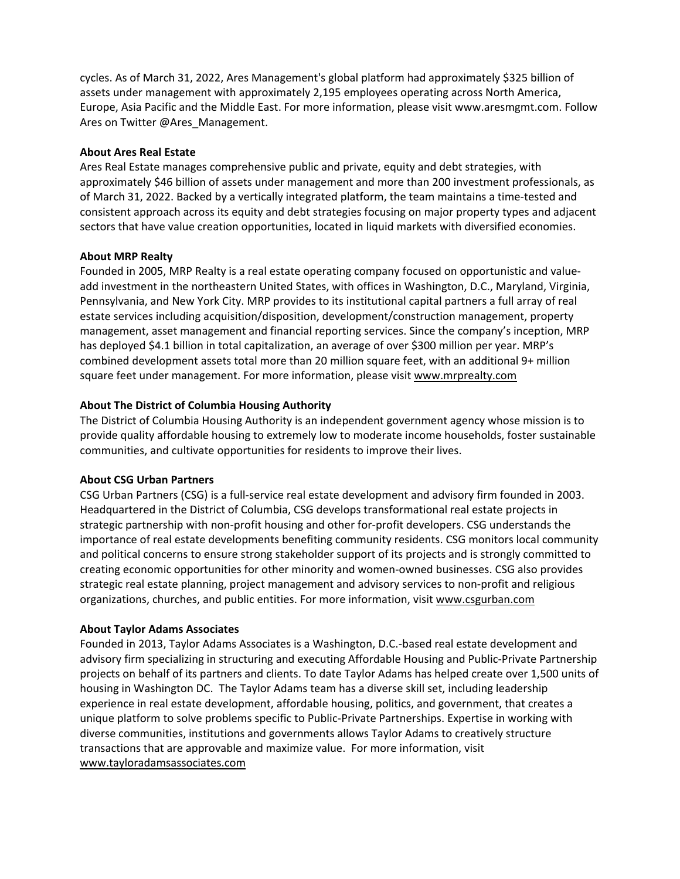cycles. As of March 31, 2022, Ares Management's global platform had approximately $325 billion of assets under management with approximately 2,195 employees operating across North America, Europe, Asia Pacific and the Middle East. For more information, please visit www.aresmgmt.com. Follow Ares on Twitter @Ares_Management.

**About Ares Real Estate**

Ares Real Estate manages comprehensive public and private, equity and debt strategies, with approximately $46 billion of assets under management and more than 200 investment professionals, as of March 31, 2022. Backed by a vertically integrated platform, the team maintains a time-tested and consistent approach across its equity and debt strategies focusing on major property types and adjacent sectors that have value creation opportunities, located in liquid markets with diversified economies.

**About MRP Realty**

Founded in 2005, MRP Realty is a real estate operating company focused on opportunistic and value-add investment in the northeastern United States, with offices in Washington, D.C., Maryland, Virginia, Pennsylvania, and New York City. MRP provides to its institutional capital partners a full array of real estate services including acquisition/disposition, development/construction management, property management, asset management and financial reporting services. Since the company's inception, MRP has deployed $4.1 billion in total capitalization, an average of over $300 million per year. MRP's combined development assets total more than 20 million square feet, with an additional 9+ million square feet under management. For more information, please visit www.mrprealty.com

**About The District of Columbia Housing Authority**

The District of Columbia Housing Authority is an independent government agency whose mission is to provide quality affordable housing to extremely low to moderate income households, foster sustainable communities, and cultivate opportunities for residents to improve their lives.

**About CSG Urban Partners**

CSG Urban Partners (CSG) is a full-service real estate development and advisory firm founded in 2003. Headquartered in the District of Columbia, CSG develops transformational real estate projects in strategic partnership with non-profit housing and other for-profit developers. CSG understands the importance of real estate developments benefiting community residents. CSG monitors local community and political concerns to ensure strong stakeholder support of its projects and is strongly committed to creating economic opportunities for other minority and women-owned businesses. CSG also provides strategic real estate planning, project management and advisory services to non-profit and religious organizations, churches, and public entities. For more information, visit www.csgurban.com

**About Taylor Adams Associates**

Founded in 2013, Taylor Adams Associates is a Washington, D.C.-based real estate development and advisory firm specializing in structuring and executing Affordable Housing and Public-Private Partnership projects on behalf of its partners and clients. To date Taylor Adams has helped create over 1,500 units of housing in Washington DC. The Taylor Adams team has a diverse skill set, including leadership experience in real estate development, affordable housing, politics, and government, that creates a unique platform to solve problems specific to Public-Private Partnerships. Expertise in working with diverse communities, institutions and governments allows Taylor Adams to creatively structure transactions that are approvable and maximize value. For more information, visit www.tayloradamsassociates.com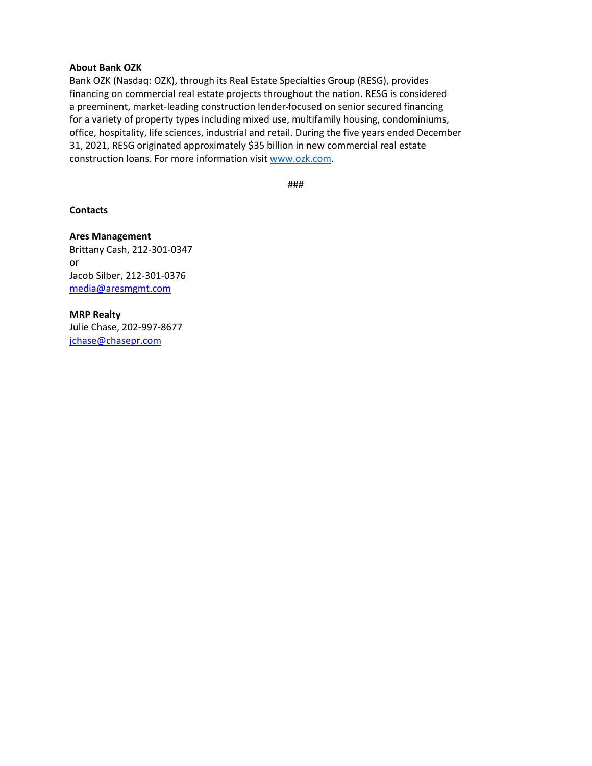**About Bank OZK**

Bank OZK (Nasdaq: OZK), through its Real Estate Specialties Group (RESG), provides financing on commercial real estate projects throughout the nation. RESG is considered a preeminent, market-leading construction lender focused on senior secured financing for a variety of property types including mixed use, multifamily housing, condominiums, office, hospitality, life sciences, industrial and retail. During the five years ended December 31, 2021, RESG originated approximately $35 billion in new commercial real estate construction loans. For more information visit www.ozk.com.

###

**Contacts**

**Ares Management**
Brittany Cash, 212-301-0347
or
Jacob Silber, 212-301-0376
media@aresmgmt.com

**MRP Realty**
Julie Chase, 202-997-8677
jchase@chasepr.com